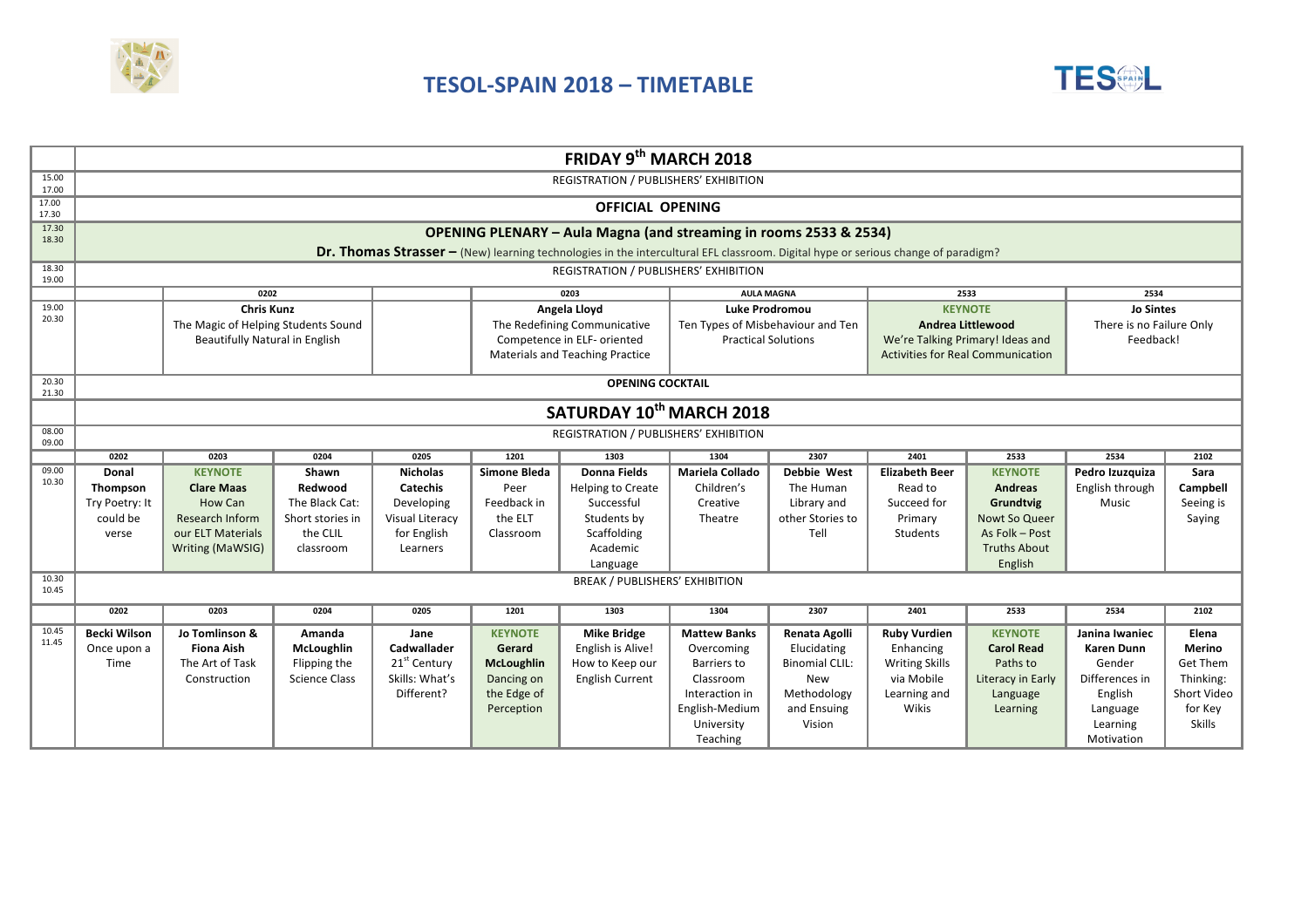# TESOL-SPAIN 2018 – TIMETABLE

## FRIDAY 9th MARCH 2018

| Time | | | | | | | | | | |
|---|---|---|---|---|---|---|---|---|---|---|
| 15.00 17.00 | REGISTRATION / PUBLISHERS' EXHIBITION | | | | | | | | | |
| 17.00 17.30 | **OFFICIAL OPENING** | | | | | | | | | |
| 17.30 18.30 | **OPENING PLENARY – Aula Magna (and streaming in rooms 2533 & 2534)** **Dr. Thomas Strasser –** (New) learning technologies in the intercultural EFL classroom. Digital hype or serious change of paradigm? | | | | | | | | | |
| 18.30 19.00 | REGISTRATION / PUBLISHERS' EXHIBITION | | | | | | | | | |
| | | **0202** | | **0203** | **AULA MAGNA** | **2533** | **2534** | | | |
| 19.00 20.30 | | **Chris Kunz** The Magic of Helping Students Sound Beautifully Natural in English | | **Angela Lloyd** The Redefining Communicative Competence in ELF- oriented Materials and Teaching Practice | **Luke Prodromou** Ten Types of Misbehaviour and Ten Practical Solutions | **KEYNOTE** **Andrea Littlewood** We're Talking Primary! Ideas and Activities for Real Communication | **Jo Sintes** There is no Failure Only Feedback! | | | |
| 20.30 21.30 | **OPENING COCKTAIL** | | | | | | | | | |

## SATURDAY 10th MARCH 2018

| Time | 0202 | 0203 | 0204 | 0205 | 1201 | 1303 | 1304 | 2307 | 2401 | 2533 | 2534 | 2102 |
|---|---|---|---|---|---|---|---|---|---|---|---|---|
| 08.00 09.00 | REGISTRATION / PUBLISHERS' EXHIBITION | | | | | | | | | | | |
| 09.00 10.30 | **Donal Thompson** Try Poetry: It could be verse | **KEYNOTE** **Clare Maas** How Can Research Inform our ELT Materials Writing (MaWSIG) | **Shawn Redwood** The Black Cat: Short stories in the CLIL classroom | **Nicholas Catechis** Developing Visual Literacy for English Learners | **Simone Bleda** Peer Feedback in the ELT Classroom | **Donna Fields** Helping to Create Successful Students by Scaffolding Academic Language | **Mariela Collado** Children's Creative Theatre | **Debbie West** The Human Library and other Stories to Tell | **Elizabeth Beer** Read to Succeed for Primary Students | **KEYNOTE** **Andreas Grundtvig** Nowt So Queer As Folk – Post Truths About English | **Pedro Izuzquiza** English through Music | **Sara Campbell** Seeing is Saying |
| 10.30 10.45 | BREAK / PUBLISHERS' EXHIBITION | | | | | | | | | | | |
| | **0202** | **0203** | **0204** | **0205** | **1201** | **1303** | **1304** | **2307** | **2401** | **2533** | **2534** | **2102** |
| 10.45 11.45 | **Becki Wilson** Once upon a Time | **Jo Tomlinson & Fiona Aish** The Art of Task Construction | **Amanda McLoughlin** Flipping the Science Class | **Jane Cadwallader** 21st Century Skills: What's Different? | **KEYNOTE** **Gerard McLoughlin** Dancing on the Edge of Perception | **Mike Bridge** English is Alive! How to Keep our English Current | **Mattew Banks** Overcoming Barriers to Classroom Interaction in English-Medium University Teaching | **Renata Agolli** Elucidating Binomial CLIL: New Methodology and Ensuing Vision | **Ruby Vurdien** Enhancing Writing Skills via Mobile Learning and Wikis | **KEYNOTE** **Carol Read** Paths to Literacy in Early Language Learning | **Janina Iwaniec Karen Dunn** Gender Differences in English Language Learning Motivation | **Elena Merino** Get Them Thinking: Short Video for Key Skills |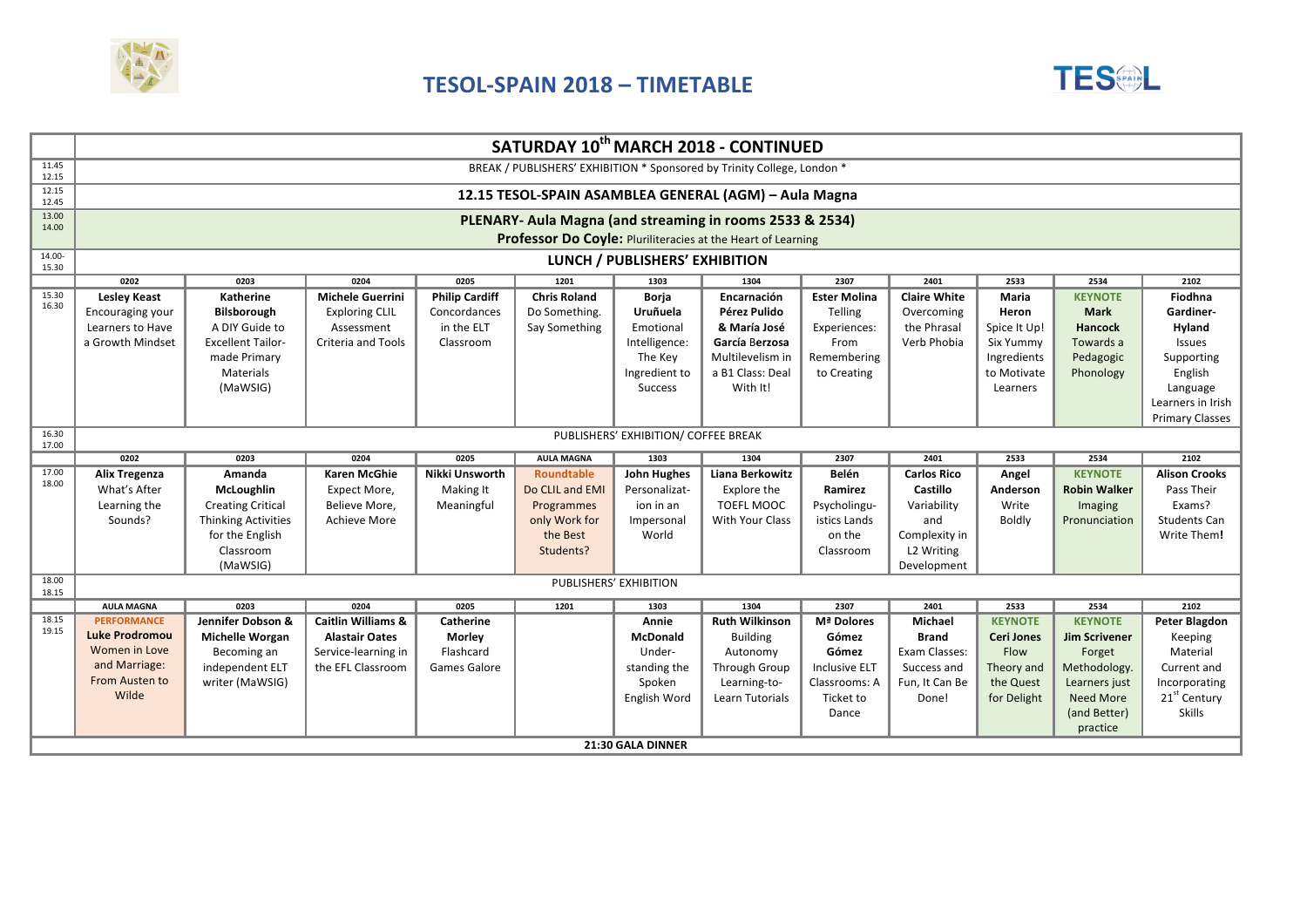# TESOL-SPAIN 2018 – TIMETABLE

| | SATURDAY 10th MARCH 2018 - CONTINUED | | | | | | | | | | | |
|---|---|---|---|---|---|---|---|---|---|---|---|---|
| 11.45 12.15 | BREAK / PUBLISHERS' EXHIBITION * Sponsored by Trinity College, London * | | | | | | | | | | | |
| 12.15 12.45 | **12.15 TESOL-SPAIN ASAMBLEA GENERAL (AGM) – Aula Magna** | | | | | | | | | | | |
| 13.00 14.00 | **PLENARY- Aula Magna (and streaming in rooms 2533 & 2534)** **Professor Do Coyle:** Pluriliteracies at the Heart of Learning | | | | | | | | | | | |
| 14.00- 15.30 | **LUNCH / PUBLISHERS' EXHIBITION** | | | | | | | | | | | |
| | 0202 | 0203 | 0204 | 0205 | 1201 | 1303 | 1304 | 2307 | 2401 | 2533 | 2534 | 2102 |
| 15.30 16.30 | **Lesley Keast** Encouraging your Learners to Have a Growth Mindset | **Katherine Bilsborough** A DIY Guide to Excellent Tailor-made Primary Materials (MaWSIG) | **Michele Guerrini** Exploring CLIL Assessment Criteria and Tools | **Philip Cardiff** Concordances in the ELT Classroom | **Chris Roland** Do Something. Say Something | **Borja Uruñuela** Emotional Intelligence: The Key Ingredient to Success | **Encarnación Pérez Pulido & María José García Berzosa** Multilevelism in a B1 Class: Deal With It! | **Ester Molina** Telling Experiences: From Remembering to Creating | **Claire White** Overcoming the Phrasal Verb Phobia | **Maria Heron** Spice It Up! Six Yummy Ingredients to Motivate Learners | **KEYNOTE** **Mark Hancock** Towards a Pedagogic Phonology | **Fiodhna Gardiner-Hyland** Issues Supporting English Language Learners in Irish Primary Classes |
| 16.30 17.00 | PUBLISHERS' EXHIBITION/ COFFEE BREAK | | | | | | | | | | | |
| | 0202 | 0203 | 0204 | 0205 | AULA MAGNA | 1303 | 1304 | 2307 | 2401 | 2533 | 2534 | 2102 |
| 17.00 18.00 | **Alix Tregenza** What's After Learning the Sounds? | **Amanda McLoughlin** Creating Critical Thinking Activities for the English Classroom (MaWSIG) | **Karen McGhie** Expect More, Believe More, Achieve More | **Nikki Unsworth** Making It Meaningful | **Roundtable** Do CLIL and EMI Programmes only Work for the Best Students? | **John Hughes** Personalization in an Impersonal World | **Liana Berkowitz** Explore the TOEFL MOOC With Your Class | **Belén Ramirez** Psycholinguistics Lands on the Classroom | **Carlos Rico Castillo** Variability and Complexity in L2 Writing Development | **Angel Anderson** Write Boldly | **KEYNOTE** **Robin Walker** Imaging Pronunciation | **Alison Crooks** Pass Their Exams? Students Can Write Them**!** |
| 18.00 18.15 | PUBLISHERS' EXHIBITION | | | | | | | | | | | |
| | AULA MAGNA | 0203 | 0204 | 0205 | 1201 | 1303 | 1304 | 2307 | 2401 | 2533 | 2534 | 2102 |
| 18.15 19.15 | **PERFORMANCE** **Luke Prodromou** Women in Love and Marriage: From Austen to Wilde | **Jennifer Dobson & Michelle Worgan** Becoming an independent ELT writer (MaWSIG) | **Caitlin Williams & Alastair Oates** Service-learning in the EFL Classroom | **Catherine Morley** Flashcard Games Galore | | **Annie McDonald** Understanding the Spoken English Word | **Ruth Wilkinson** Building Autonomy Through Group Learning-to-Learn Tutorials | **Mª Dolores Gómez Gómez** Inclusive ELT Classrooms: A Ticket to Dance | **Michael Brand** Exam Classes: Success and Fun, It Can Be Done! | **KEYNOTE** **Ceri Jones** Flow Theory and the Quest for Delight | **KEYNOTE** **Jim Scrivener** Forget Methodology. Learners just Need More (and Better) practice | **Peter Blagdon** Keeping Material Current and Incorporating 21st Century Skills |
| | **21:30 GALA DINNER** | | | | | | | | | | | |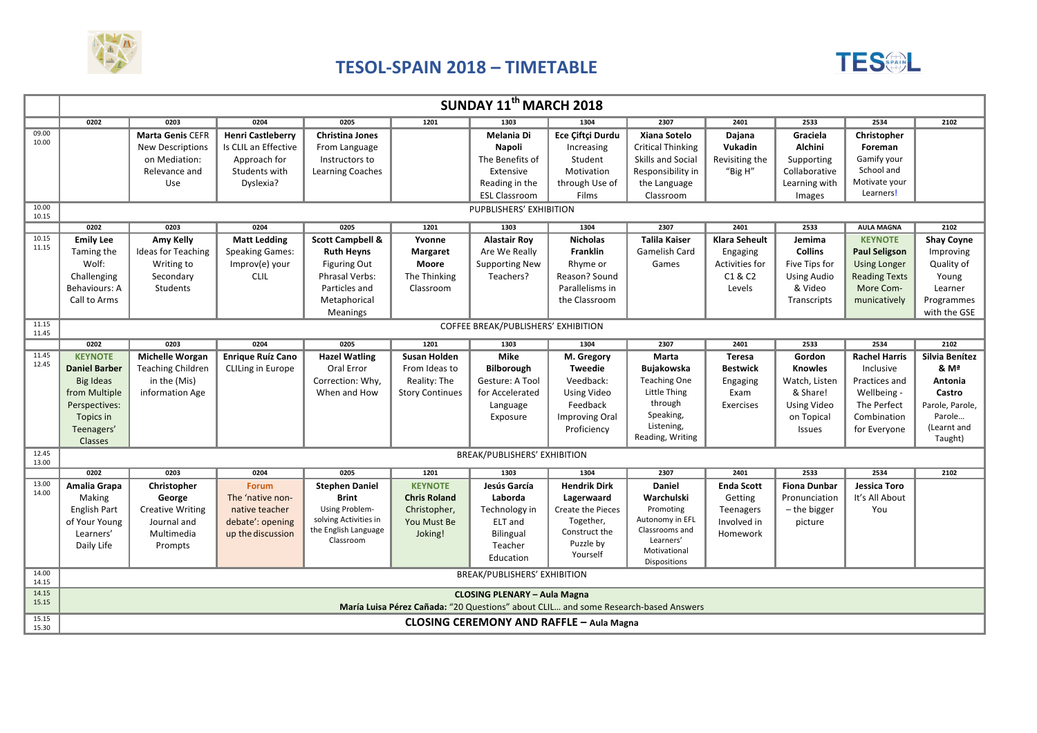# TESOL-SPAIN 2018 – TIMETABLE

| | SUNDAY 11th MARCH 2018 | | | | | | | | | | | |
|---|---|---|---|---|---|---|---|---|---|---|---|---|
| | 0202 | 0203 | 0204 | 0205 | 1201 | 1303 | 1304 | 2307 | 2401 | 2533 | 2534 | 2102 |
| 09.00 10.00 | | **Marta Genis** CEFR New Descriptions on Mediation: Relevance and Use | **Henri Castleberry** Is CLIL an Effective Approach for Students with Dyslexia? | **Christina Jones** From Language Instructors to Learning Coaches | | **Melania Di Napoli** The Benefits of Extensive Reading in the ESL Classroom | **Ece Çiftçi Durdu** Increasing Student Motivation through Use of Films | **Xiana Sotelo** Critical Thinking Skills and Social Responsibility in the Language Classroom | **Dajana Vukadin** Revisiting the "Big H" | **Graciela Alchini** Supporting Collaborative Learning with Images | **Christopher Foreman** Gamify your School and Motivate your Learners! | |
| 10.00 10.15 | PUPBLISHERS' EXHIBITION | | | | | | | | | | | |
| | 0202 | 0203 | 0204 | 0205 | 1201 | 1303 | 1304 | 2307 | 2401 | 2533 | AULA MAGNA | 2102 |
| 10.15 11.15 | **Emily Lee** Taming the Wolf: Challenging Behaviours: A Call to Arms | **Amy Kelly** Ideas for Teaching Writing to Secondary Students | **Matt Ledding** Speaking Games: Improv(e) your CLIL | **Scott Campbell & Ruth Heyns** Figuring Out Phrasal Verbs: Particles and Metaphorical Meanings | **Yvonne Margaret Moore** The Thinking Classroom | **Alastair Roy** Are We Really Supporting New Teachers? | **Nicholas Franklin** Rhyme or Reason? Sound Parallelisms in the Classroom | **Talila Kaiser** Gamelish Card Games | **Klara Seheult** Engaging Activities for C1 & C2 Levels | **Jemima Collins** Five Tips for Using Audio & Video Transcripts | **KEYNOTE Paul Seligson** Using Longer Reading Texts More Com-municatively | **Shay Coyne** Improving Quality of Young Learner Programmes with the GSE |
| 11.15 11.45 | COFFEE BREAK/PUBLISHERS' EXHIBITION | | | | | | | | | | | |
| | 0202 | 0203 | 0204 | 0205 | 1201 | 1303 | 1304 | 2307 | 2401 | 2533 | 2534 | 2102 |
| 11.45 12.45 | **KEYNOTE Daniel Barber** Big Ideas from Multiple Perspectives: Topics in Teenagers' Classes | **Michelle Worgan** Teaching Children in the (Mis) information Age | **Enrique Ruíz Cano** CLILing in Europe | **Hazel Watling** Oral Error Correction: Why, When and How | **Susan Holden** From Ideas to Reality: The Story Continues | **Mike Bilborough** Gesture: A Tool for Accelerated Language Exposure | **M. Gregory Tweedie** Veedback: Using Video Feedback Improving Oral Proficiency | **Marta Bujakowska** Teaching One Little Thing through Speaking, Listening, Reading, Writing | **Teresa Bestwick** Engaging Exam Exercises | **Gordon Knowles** Watch, Listen & Share! Using Video on Topical Issues | **Rachel Harris** Inclusive Practices and Wellbeing - The Perfect Combination for Everyone | **Silvia Benítez & Mª Antonia Castro** Parole, Parole, Parole… (Learnt and Taught) |
| 12.45 13.00 | BREAK/PUBLISHERS' EXHIBITION | | | | | | | | | | | |
| | 0202 | 0203 | 0204 | 0205 | 1201 | 1303 | 1304 | 2307 | 2401 | 2533 | 2534 | 2102 |
| 13.00 14.00 | **Amalia Grapa** Making English Part of Your Young Learners' Daily Life | **Christopher George** Creative Writing Journal and Multimedia Prompts | **Forum** The 'native non-native teacher debate': opening up the discussion | **Stephen Daniel Brint** Using Problem-solving Activities in the English Language Classroom | **KEYNOTE Chris Roland** Christopher, You Must Be Joking! | **Jesús García Laborda** Technology in ELT and Bilingual Teacher Education | **Hendrik Dirk Lagerwaard** Create the Pieces Together, Construct the Puzzle by Yourself | **Daniel Warchulski** Promoting Autonomy in EFL Classrooms and Learners' Motivational Dispositions | **Enda Scott** Getting Teenagers Involved in Homework | **Fiona Dunbar** Pronunciation – the bigger picture | **Jessica Toro** It's All About You | |
| 14.00 14.15 | BREAK/PUBLISHERS' EXHIBITION | | | | | | | | | | | |
| 14.15 15.15 | **CLOSING PLENARY – Aula Magna** **María Luisa Pérez Cañada:** "20 Questions" about CLIL… and some Research-based Answers | | | | | | | | | | | |
| 15.15 15.30 | **CLOSING CEREMONY AND RAFFLE – Aula Magna** | | | | | | | | | | | |